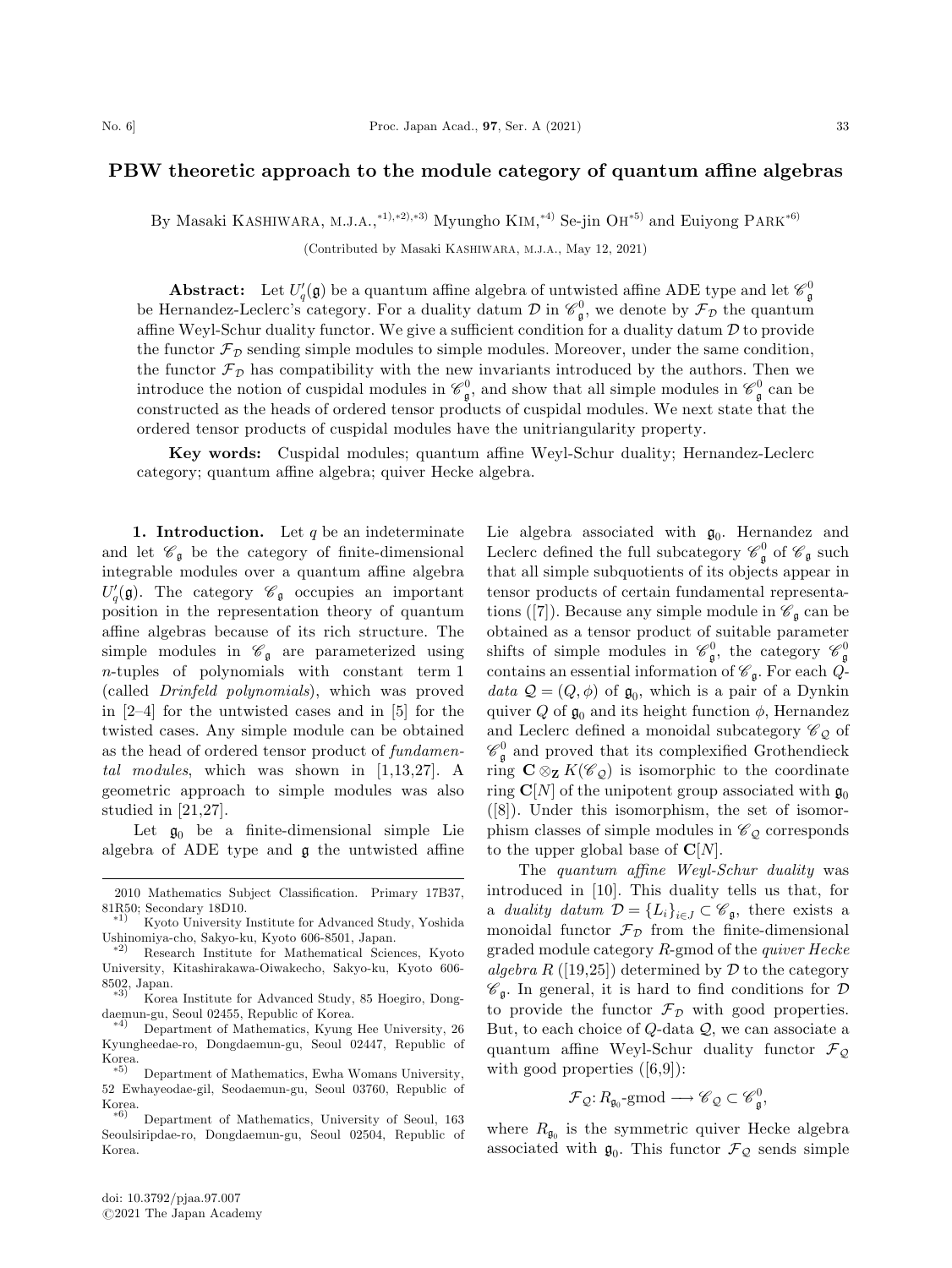# PBW theoretic approach to the module category of quantum affine algebras

By Masaki KASHIWARA, M.J.A.,[*1),*2),*3)] Myungho KIM,[*4)] Se-jin OH[*5)] and Euiyong PARK[*6)]

(Contributed by Masaki KASHIWARA, M.J.A., May 12, 2021)

**Abstract:** Let $U_q'(\mathfrak{g})$ be a quantum affine algebra of untwisted affine ADE type and let $\mathscr{C}_\mathfrak{g}^0$ be Hernandez-Leclerc's category. For a duality datum $\mathcal{D}$ in $\mathscr{C}_\mathfrak{g}^0$, we denote by $\mathcal{F}_\mathcal{D}$ the quantum affine Weyl-Schur duality functor. We give a sufficient condition for a duality datum $\mathcal{D}$ to provide the functor $\mathcal{F}_\mathcal{D}$ sending simple modules to simple modules. Moreover, under the same condition, the functor $\mathcal{F}_\mathcal{D}$ has compatibility with the new invariants introduced by the authors. Then we introduce the notion of cuspidal modules in $\mathscr{C}_\mathfrak{g}^0$, and show that all simple modules in $\mathscr{C}_\mathfrak{g}^0$ can be constructed as the heads of ordered tensor products of cuspidal modules. We next state that the ordered tensor products of cuspidal modules have the unitriangularity property.

**Key words:** Cuspidal modules; quantum affine Weyl-Schur duality; Hernandez-Leclerc category; quantum affine algebra; quiver Hecke algebra.

**1. Introduction.** Let $q$ be an indeterminate and let $\mathscr{C}_\mathfrak{g}$ be the category of finite-dimensional integrable modules over a quantum affine algebra $U_q'(\mathfrak{g})$. The category $\mathscr{C}_\mathfrak{g}$ occupies an important position in the representation theory of quantum affine algebras because of its rich structure. The simple modules in $\mathscr{C}_\mathfrak{g}$ are parameterized using $n$-tuples of polynomials with constant term 1 (called *Drinfeld polynomials*), which was proved in [2–4] for the untwisted cases and in [5] for the twisted cases. Any simple module can be obtained as the head of ordered tensor product of *fundamental modules*, which was shown in [1,13,27]. A geometric approach to simple modules was also studied in [21,27].

Let $\mathfrak{g}_0$ be a finite-dimensional simple Lie algebra of ADE type and $\mathfrak{g}$ the untwisted affine Lie algebra associated with $\mathfrak{g}_0$. Hernandez and Leclerc defined the full subcategory $\mathscr{C}_\mathfrak{g}^0$ of $\mathscr{C}_\mathfrak{g}$ such that all simple subquotients of its objects appear in tensor products of certain fundamental representations ([7]). Because any simple module in $\mathscr{C}_\mathfrak{g}$ can be obtained as a tensor product of suitable parameter shifts of simple modules in $\mathscr{C}_\mathfrak{g}^0$, the category $\mathscr{C}_\mathfrak{g}^0$ contains an essential information of $\mathscr{C}_\mathfrak{g}$. For each $Q$-*data* $\mathcal{Q} = (Q, \phi)$ of $\mathfrak{g}_0$, which is a pair of a Dynkin quiver $Q$ of $\mathfrak{g}_0$ and its height function $\phi$, Hernandez and Leclerc defined a monoidal subcategory $\mathscr{C}_\mathcal{Q}$ of $\mathscr{C}_\mathfrak{g}^0$ and proved that its complexified Grothendieck ring $\mathbf{C} \otimes_\mathbf{Z} K(\mathscr{C}_\mathcal{Q})$ is isomorphic to the coordinate ring $\mathbf{C}[N]$ of the unipotent group associated with $\mathfrak{g}_0$ ([8]). Under this isomorphism, the set of isomorphism classes of simple modules in $\mathscr{C}_\mathcal{Q}$ corresponds to the upper global base of $\mathbf{C}[N]$.

The *quantum affine Weyl-Schur duality* was introduced in [10]. This duality tells us that, for a *duality datum* $\mathcal{D} = \{L_i\}_{i \in J} \subset \mathscr{C}_\mathfrak{g}$, there exists a monoidal functor $\mathcal{F}_\mathcal{D}$ from the finite-dimensional graded module category $R$-gmod of the *quiver Hecke algebra* $R$ ([19,25]) determined by $\mathcal{D}$ to the category $\mathscr{C}_\mathfrak{g}$. In general, it is hard to find conditions for $\mathcal{D}$ to provide the functor $\mathcal{F}_\mathcal{D}$ with good properties. But, to each choice of $Q$-data $\mathcal{Q}$, we can associate a quantum affine Weyl-Schur duality functor $\mathcal{F}_\mathcal{Q}$ with good properties ([6,9]):

$$\mathcal{F}_\mathcal{Q} \colon R_{\mathfrak{g}_0}\text{-gmod} \longrightarrow \mathscr{C}_\mathcal{Q} \subset \mathscr{C}_\mathfrak{g}^0,$$

where $R_{\mathfrak{g}_0}$ is the symmetric quiver Hecke algebra associated with $\mathfrak{g}_0$. This functor $\mathcal{F}_\mathcal{Q}$ sends simple

---

2010 Mathematics Subject Classification. Primary 17B37, 81R50; Secondary 18D10.

*1) Kyoto University Institute for Advanced Study, Yoshida Ushinomiya-cho, Sakyo-ku, Kyoto 606-8501, Japan.

*2) Research Institute for Mathematical Sciences, Kyoto University, Kitashirakawa-Oiwakecho, Sakyo-ku, Kyoto 606-8502, Japan.

*3) Korea Institute for Advanced Study, 85 Hoegiro, Dongdaemun-gu, Seoul 02455, Republic of Korea.

*4) Department of Mathematics, Kyung Hee University, 26 Kyungheedae-ro, Dongdaemun-gu, Seoul 02447, Republic of Korea.

*5) Department of Mathematics, Ewha Womans University, 52 Ewhayeodae-gil, Seodaemun-gu, Seoul 03760, Republic of Korea.

*6) Department of Mathematics, University of Seoul, 163 Seoulsiripdae-ro, Dongdaemun-gu, Seoul 02504, Republic of Korea.

doi: 10.3792/pjaa.97.007
©2021 The Japan Academy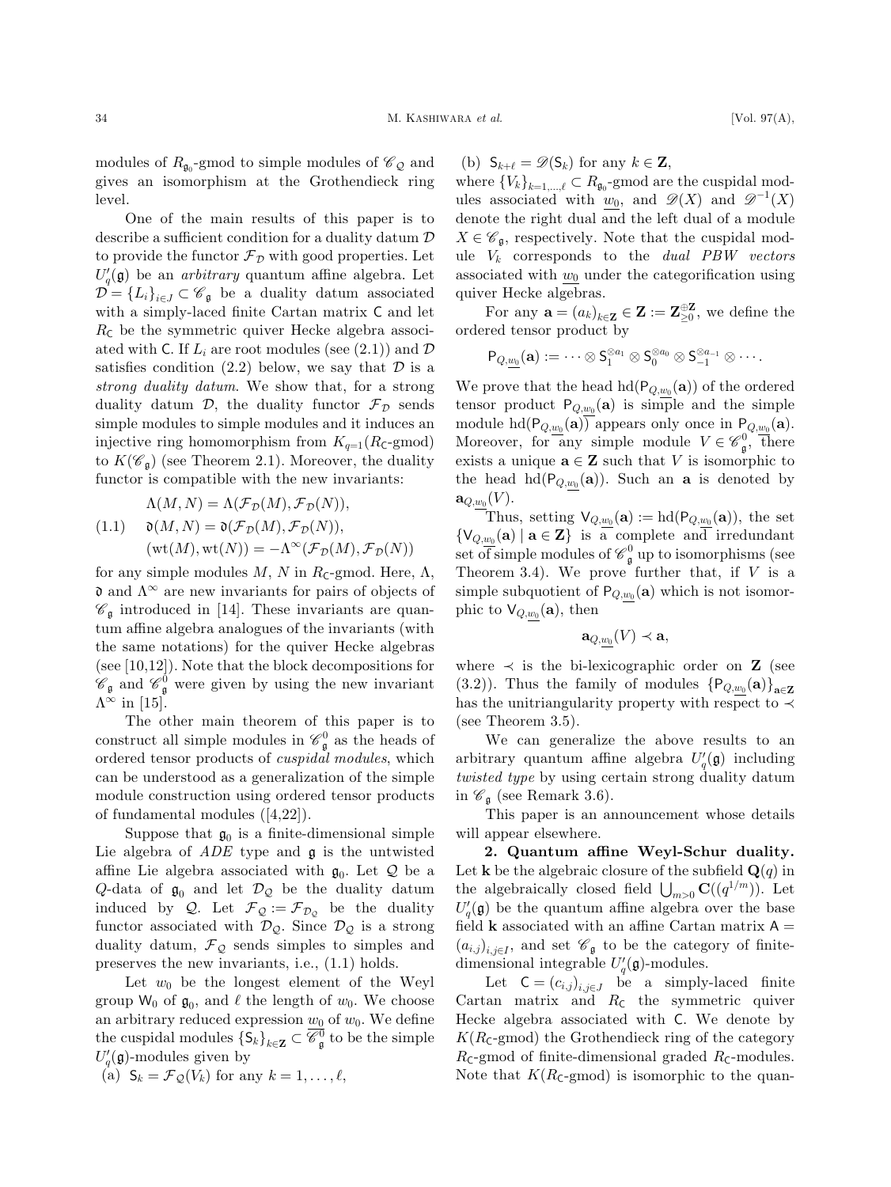modules of $R_{\mathfrak{g}_0}$-gmod to simple modules of $\mathscr{C}_{\mathcal{Q}}$ and gives an isomorphism at the Grothendieck ring level.

One of the main results of this paper is to describe a sufficient condition for a duality datum $\mathcal{D}$ to provide the functor $\mathcal{F}_{\mathcal{D}}$ with good properties. Let $U_q'(\mathfrak{g})$ be an *arbitrary* quantum affine algebra. Let $\mathcal{D} = \{L_i\}_{i \in J} \subset \mathscr{C}_{\mathfrak{g}}$ be a duality datum associated with a simply-laced finite Cartan matrix $\mathsf{C}$ and let $R_{\mathsf{C}}$ be the symmetric quiver Hecke algebra associated with $\mathsf{C}$. If $L_i$ are root modules (see (2.1)) and $\mathcal{D}$ satisfies condition (2.2) below, we say that $\mathcal{D}$ is a *strong duality datum*. We show that, for a strong duality datum $\mathcal{D}$, the duality functor $\mathcal{F}_{\mathcal{D}}$ sends simple modules to simple modules and it induces an injective ring homomorphism from $K_{q=1}(R_{\mathsf{C}}\text{-gmod})$ to $K(\mathscr{C}_{\mathfrak{g}})$ (see Theorem 2.1). Moreover, the duality functor is compatible with the new invariants:

$$
\begin{aligned}
&\Lambda(M,N) = \Lambda(\mathcal{F}_{\mathcal{D}}(M), \mathcal{F}_{\mathcal{D}}(N)),\\
(1.1)\quad &\mathfrak{d}(M,N) = \mathfrak{d}(\mathcal{F}_{\mathcal{D}}(M), \mathcal{F}_{\mathcal{D}}(N)),\\
&(\mathrm{wt}(M), \mathrm{wt}(N)) = -\Lambda^{\infty}(\mathcal{F}_{\mathcal{D}}(M), \mathcal{F}_{\mathcal{D}}(N))
\end{aligned}
$$

for any simple modules $M$, $N$ in $R_{\mathsf{C}}$-gmod. Here, $\Lambda$, $\mathfrak{d}$ and $\Lambda^{\infty}$ are new invariants for pairs of objects of $\mathscr{C}_{\mathfrak{g}}$ introduced in [14]. These invariants are quantum affine algebra analogues of the invariants (with the same notations) for the quiver Hecke algebras (see [10,12]). Note that the block decompositions for $\mathscr{C}_{\mathfrak{g}}$ and $\mathscr{C}_{\mathfrak{g}}^0$ were given by using the new invariant $\Lambda^{\infty}$ in [15].

The other main theorem of this paper is to construct all simple modules in $\mathscr{C}_{\mathfrak{g}}^0$ as the heads of ordered tensor products of *cuspidal modules*, which can be understood as a generalization of the simple module construction using ordered tensor products of fundamental modules ([4,22]).

Suppose that $\mathfrak{g}_0$ is a finite-dimensional simple Lie algebra of $ADE$ type and $\mathfrak{g}$ is the untwisted affine Lie algebra associated with $\mathfrak{g}_0$. Let $\mathcal{Q}$ be a $Q$-data of $\mathfrak{g}_0$ and let $\mathcal{D}_{\mathcal{Q}}$ be the duality datum induced by $\mathcal{Q}$. Let $\mathcal{F}_{\mathcal{Q}} := \mathcal{F}_{\mathcal{D}_{\mathcal{Q}}}$ be the duality functor associated with $\mathcal{D}_{\mathcal{Q}}$. Since $\mathcal{D}_{\mathcal{Q}}$ is a strong duality datum, $\mathcal{F}_{\mathcal{Q}}$ sends simples to simples and preserves the new invariants, i.e., (1.1) holds.

Let $w_0$ be the longest element of the Weyl group $\mathsf{W}_0$ of $\mathfrak{g}_0$, and $\ell$ the length of $w_0$. We choose an arbitrary reduced expression $\underline{w_0}$ of $w_0$. We define the cuspidal modules $\{\mathsf{S}_k\}_{k \in \mathbf{Z}} \subset \mathscr{C}_{\mathfrak{g}}^0$ to be the simple $U_q'(\mathfrak{g})$-modules given by

(a) $\mathsf{S}_k = \mathcal{F}_{\mathcal{Q}}(V_k)$ for any $k = 1, \ldots, \ell$,

(b) $\mathsf{S}_{k+\ell} = \mathscr{D}(\mathsf{S}_k)$ for any $k \in \mathbf{Z}$,

where $\{V_k\}_{k=1,\ldots,\ell} \subset R_{\mathfrak{g}_0}$-gmod are the cuspidal modules associated with $\underline{w_0}$, and $\mathscr{D}(X)$ and $\mathscr{D}^{-1}(X)$ denote the right dual and the left dual of a module $X \in \mathscr{C}_{\mathfrak{g}}$, respectively. Note that the cuspidal module $V_k$ corresponds to the *dual PBW vectors* associated with $\underline{w_0}$ under the categorification using quiver Hecke algebras.

For any $\mathbf{a} = (a_k)_{k \in \mathbf{Z}} \in \mathbf{Z} := \mathbf{Z}_{\geq 0}^{\oplus \mathbf{Z}}$, we define the ordered tensor product by

$$
\mathsf{P}_{Q,\underline{w_0}}(\mathbf{a}) := \cdots \otimes \mathsf{S}_1^{\otimes a_1} \otimes \mathsf{S}_0^{\otimes a_0} \otimes \mathsf{S}_{-1}^{\otimes a_{-1}} \otimes \cdots.
$$

We prove that the head $\mathrm{hd}(\mathsf{P}_{Q,\underline{w_0}}(\mathbf{a}))$ of the ordered tensor product $\mathsf{P}_{Q,\underline{w_0}}(\mathbf{a})$ is simple and the simple module $\mathrm{hd}(\mathsf{P}_{Q,\underline{w_0}}(\mathbf{a}))$ appears only once in $\mathsf{P}_{Q,\underline{w_0}}(\mathbf{a})$. Moreover, for any simple module $V \in \mathscr{C}_{\mathfrak{g}}^0$, there exists a unique $\mathbf{a} \in \mathbf{Z}$ such that $V$ is isomorphic to the head $\mathrm{hd}(\mathsf{P}_{Q,\underline{w_0}}(\mathbf{a}))$. Such an $\mathbf{a}$ is denoted by $\mathbf{a}_{Q,\underline{w_0}}(V)$.

Thus, setting $\mathsf{V}_{Q,\underline{w_0}}(\mathbf{a}) := \mathrm{hd}(\mathsf{P}_{Q,\underline{w_0}}(\mathbf{a}))$, the set $\{\mathsf{V}_{Q,\underline{w_0}}(\mathbf{a}) \mid \mathbf{a} \in \mathbf{Z}\}$ is a complete and irredundant set of simple modules of $\mathscr{C}_{\mathfrak{g}}^0$ up to isomorphisms (see Theorem 3.4). We prove further that, if $V$ is a simple subquotient of $\mathsf{P}_{Q,\underline{w_0}}(\mathbf{a})$ which is not isomorphic to $\mathsf{V}_{Q,\underline{w_0}}(\mathbf{a})$, then

$$
\mathbf{a}_{Q,\underline{w_0}}(V) \prec \mathbf{a},
$$

where $\prec$ is the bi-lexicographic order on $\mathbf{Z}$ (see (3.2)). Thus the family of modules $\{\mathsf{P}_{Q,\underline{w_0}}(\mathbf{a})\}_{\mathbf{a} \in \mathbf{Z}}$ has the unitriangularity property with respect to $\prec$ (see Theorem 3.5).

We can generalize the above results to an arbitrary quantum affine algebra $U_q'(\mathfrak{g})$ including *twisted type* by using certain strong duality datum in $\mathscr{C}_{\mathfrak{g}}$ (see Remark 3.6).

This paper is an announcement whose details will appear elsewhere.

## 2. Quantum affine Weyl-Schur duality.

Let $\mathbf{k}$ be the algebraic closure of the subfield $\mathbf{Q}(q)$ in the algebraically closed field $\bigcup_{m>0} \mathbf{C}((q^{1/m}))$. Let $U_q'(\mathfrak{g})$ be the quantum affine algebra over the base field $\mathbf{k}$ associated with an affine Cartan matrix $\mathsf{A} = (a_{i,j})_{i,j \in I}$, and set $\mathscr{C}_{\mathfrak{g}}$ to be the category of finite-dimensional integrable $U_q'(\mathfrak{g})$-modules.

Let $\mathsf{C} = (c_{i,j})_{i,j \in J}$ be a simply-laced finite Cartan matrix and $R_{\mathsf{C}}$ the symmetric quiver Hecke algebra associated with $\mathsf{C}$. We denote by $K(R_{\mathsf{C}}\text{-gmod})$ the Grothendieck ring of the category $R_{\mathsf{C}}$-gmod of finite-dimensional graded $R_{\mathsf{C}}$-modules. Note that $K(R_{\mathsf{C}}\text{-gmod})$ is isomorphic to the quan-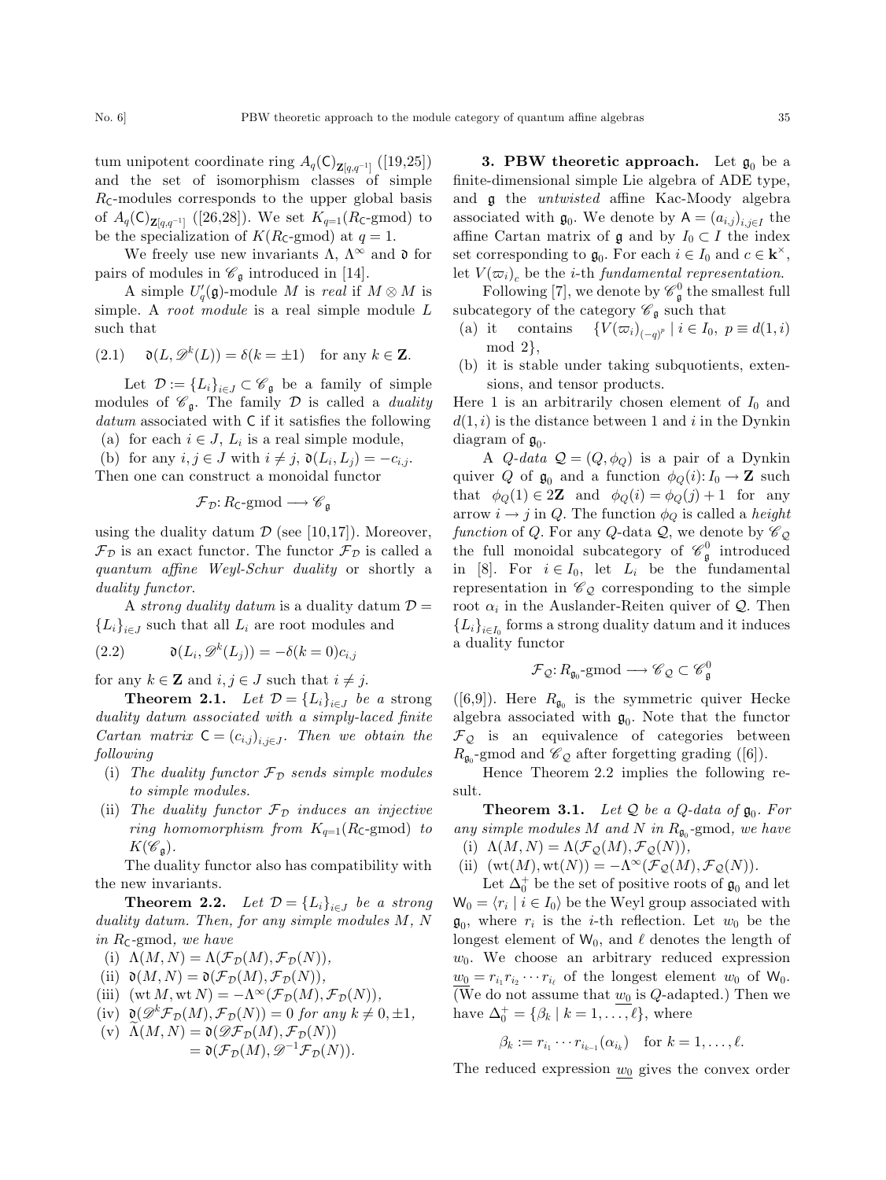tum unipotent coordinate ring $A_q(\mathsf{C})_{\mathbf{Z}[q,q^{-1}]}$ ([19,25]) and the set of isomorphism classes of simple $R_{\mathsf{C}}$-modules corresponds to the upper global basis of $A_q(\mathsf{C})_{\mathbf{Z}[q,q^{-1}]}$ ([26,28]). We set $K_{q=1}(R_{\mathsf{C}}\text{-gmod})$ to be the specialization of $K(R_{\mathsf{C}}\text{-gmod})$ at $q = 1$.

We freely use new invariants $\Lambda$, $\Lambda^\infty$ and $\mathfrak{d}$ for pairs of modules in $\mathscr{C}_\mathfrak{g}$ introduced in [14].

A simple $U_q'(\mathfrak{g})$-module $M$ is *real* if $M \otimes M$ is simple. A *root module* is a real simple module $L$ such that

$$\mathfrak{d}(L, \mathscr{D}^k(L)) = \delta(k = \pm 1) \quad \text{for any } k \in \mathbf{Z}. \tag{2.1}$$

Let $\mathcal{D} := \{L_i\}_{i \in J} \subset \mathscr{C}_\mathfrak{g}$ be a family of simple modules of $\mathscr{C}_\mathfrak{g}$. The family $\mathcal{D}$ is called a *duality datum* associated with $\mathsf{C}$ if it satisfies the following

(a) for each $i \in J$, $L_i$ is a real simple module,

(b) for any $i, j \in J$ with $i \neq j$, $\mathfrak{d}(L_i, L_j) = -c_{i,j}$.

Then one can construct a monoidal functor

$$\mathcal{F}_\mathcal{D} \colon R_{\mathsf{C}}\text{-gmod} \longrightarrow \mathscr{C}_\mathfrak{g}$$

using the duality datum $\mathcal{D}$ (see [10,17]). Moreover, $\mathcal{F}_\mathcal{D}$ is an exact functor. The functor $\mathcal{F}_\mathcal{D}$ is called a *quantum affine Weyl-Schur duality* or shortly a *duality functor*.

A *strong duality datum* is a duality datum $\mathcal{D} = \{L_i\}_{i \in J}$ such that all $L_i$ are root modules and

$$\mathfrak{d}(L_i, \mathscr{D}^k(L_j)) = -\delta(k = 0) c_{i,j} \tag{2.2}$$

for any $k \in \mathbf{Z}$ and $i, j \in J$ such that $i \neq j$.

**Theorem 2.1.** *Let $\mathcal{D} = \{L_i\}_{i \in J}$ be a* strong *duality datum associated with a simply-laced finite Cartan matrix $\mathsf{C} = (c_{i,j})_{i,j \in J}$. Then we obtain the following*

(i) *The duality functor $\mathcal{F}_\mathcal{D}$ sends simple modules to simple modules.*

(ii) *The duality functor $\mathcal{F}_\mathcal{D}$ induces an injective ring homomorphism from $K_{q=1}(R_{\mathsf{C}}\text{-gmod})$ to $K(\mathscr{C}_\mathfrak{g})$.*

The duality functor also has compatibility with the new invariants.

**Theorem 2.2.** *Let $\mathcal{D} = \{L_i\}_{i \in J}$ be a strong duality datum. Then, for any simple modules $M$, $N$ in $R_{\mathsf{C}}$-gmod, we have*

(i) $\Lambda(M, N) = \Lambda(\mathcal{F}_\mathcal{D}(M), \mathcal{F}_\mathcal{D}(N))$,

(ii) $\mathfrak{d}(M, N) = \mathfrak{d}(\mathcal{F}_\mathcal{D}(M), \mathcal{F}_\mathcal{D}(N))$,

(iii) $(\mathrm{wt}\, M, \mathrm{wt}\, N) = -\Lambda^\infty(\mathcal{F}_\mathcal{D}(M), \mathcal{F}_\mathcal{D}(N))$,

(iv) $\mathfrak{d}(\mathscr{D}^k \mathcal{F}_\mathcal{D}(M), \mathcal{F}_\mathcal{D}(N)) = 0$ *for any* $k \neq 0, \pm 1$,

(v) $\widetilde{\Lambda}(M, N) = \mathfrak{d}(\mathscr{D}\mathcal{F}_\mathcal{D}(M), \mathcal{F}_\mathcal{D}(N)) = \mathfrak{d}(\mathcal{F}_\mathcal{D}(M), \mathscr{D}^{-1}\mathcal{F}_\mathcal{D}(N))$.

**3. PBW theoretic approach.** Let $\mathfrak{g}_0$ be a finite-dimensional simple Lie algebra of ADE type, and $\mathfrak{g}$ the *untwisted* affine Kac-Moody algebra associated with $\mathfrak{g}_0$. We denote by $\mathsf{A} = (a_{i,j})_{i,j \in I}$ the affine Cartan matrix of $\mathfrak{g}$ and by $I_0 \subset I$ the index set corresponding to $\mathfrak{g}_0$. For each $i \in I_0$ and $c \in \mathbf{k}^\times$, let $V(\varpi_i)_c$ be the $i$-th *fundamental representation*.

Following [7], we denote by $\mathscr{C}_\mathfrak{g}^0$ the smallest full subcategory of the category $\mathscr{C}_\mathfrak{g}$ such that

(a) it contains $\{V(\varpi_i)_{(-q)^p} \mid i \in I_0,\ p \equiv d(1,i) \bmod 2\}$,

(b) it is stable under taking subquotients, extensions, and tensor products.

Here 1 is an arbitrarily chosen element of $I_0$ and $d(1,i)$ is the distance between 1 and $i$ in the Dynkin diagram of $\mathfrak{g}_0$.

A *Q-data* $\mathcal{Q} = (Q, \phi_Q)$ is a pair of a Dynkin quiver $Q$ of $\mathfrak{g}_0$ and a function $\phi_Q(i) \colon I_0 \to \mathbf{Z}$ such that $\phi_Q(1) \in 2\mathbf{Z}$ and $\phi_Q(i) = \phi_Q(j) + 1$ for any arrow $i \to j$ in $Q$. The function $\phi_Q$ is called a *height function* of $Q$. For any $Q$-data $\mathcal{Q}$, we denote by $\mathscr{C}_\mathcal{Q}$ the full monoidal subcategory of $\mathscr{C}_\mathfrak{g}^0$ introduced in [8]. For $i \in I_0$, let $L_i$ be the fundamental representation in $\mathscr{C}_\mathcal{Q}$ corresponding to the simple root $\alpha_i$ in the Auslander-Reiten quiver of $\mathcal{Q}$. Then $\{L_i\}_{i \in I_0}$ forms a strong duality datum and it induces a duality functor

$$\mathcal{F}_\mathcal{Q} \colon R_{\mathfrak{g}_0}\text{-gmod} \longrightarrow \mathscr{C}_\mathcal{Q} \subset \mathscr{C}_\mathfrak{g}^0$$

([6,9]). Here $R_{\mathfrak{g}_0}$ is the symmetric quiver Hecke algebra associated with $\mathfrak{g}_0$. Note that the functor $\mathcal{F}_\mathcal{Q}$ is an equivalence of categories between $R_{\mathfrak{g}_0}$-gmod and $\mathscr{C}_\mathcal{Q}$ after forgetting grading ([6]).

Hence Theorem 2.2 implies the following result.

**Theorem 3.1.** *Let $\mathcal{Q}$ be a $Q$-data of $\mathfrak{g}_0$. For any simple modules $M$ and $N$ in $R_{\mathfrak{g}_0}$-gmod, we have*

(i) $\Lambda(M, N) = \Lambda(\mathcal{F}_\mathcal{Q}(M), \mathcal{F}_\mathcal{Q}(N))$,

(ii) $(\mathrm{wt}(M), \mathrm{wt}(N)) = -\Lambda^\infty(\mathcal{F}_\mathcal{Q}(M), \mathcal{F}_\mathcal{Q}(N))$.

Let $\Delta_0^+$ be the set of positive roots of $\mathfrak{g}_0$ and let $\mathsf{W}_0 = \langle r_i \mid i \in I_0 \rangle$ be the Weyl group associated with $\mathfrak{g}_0$, where $r_i$ is the $i$-th reflection. Let $w_0$ be the longest element of $\mathsf{W}_0$, and $\ell$ denotes the length of $w_0$. We choose an arbitrary reduced expression $\underline{w_0} = r_{i_1} r_{i_2} \cdots r_{i_\ell}$ of the longest element $w_0$ of $\mathsf{W}_0$. (We do not assume that $\underline{w_0}$ is $Q$-adapted.) Then we have $\Delta_0^+ = \{\beta_k \mid k = 1, \ldots, \ell\}$, where

$$\beta_k := r_{i_1} \cdots r_{i_{k-1}}(\alpha_{i_k}) \quad \text{for } k = 1, \ldots, \ell.$$

The reduced expression $\underline{w_0}$ gives the convex order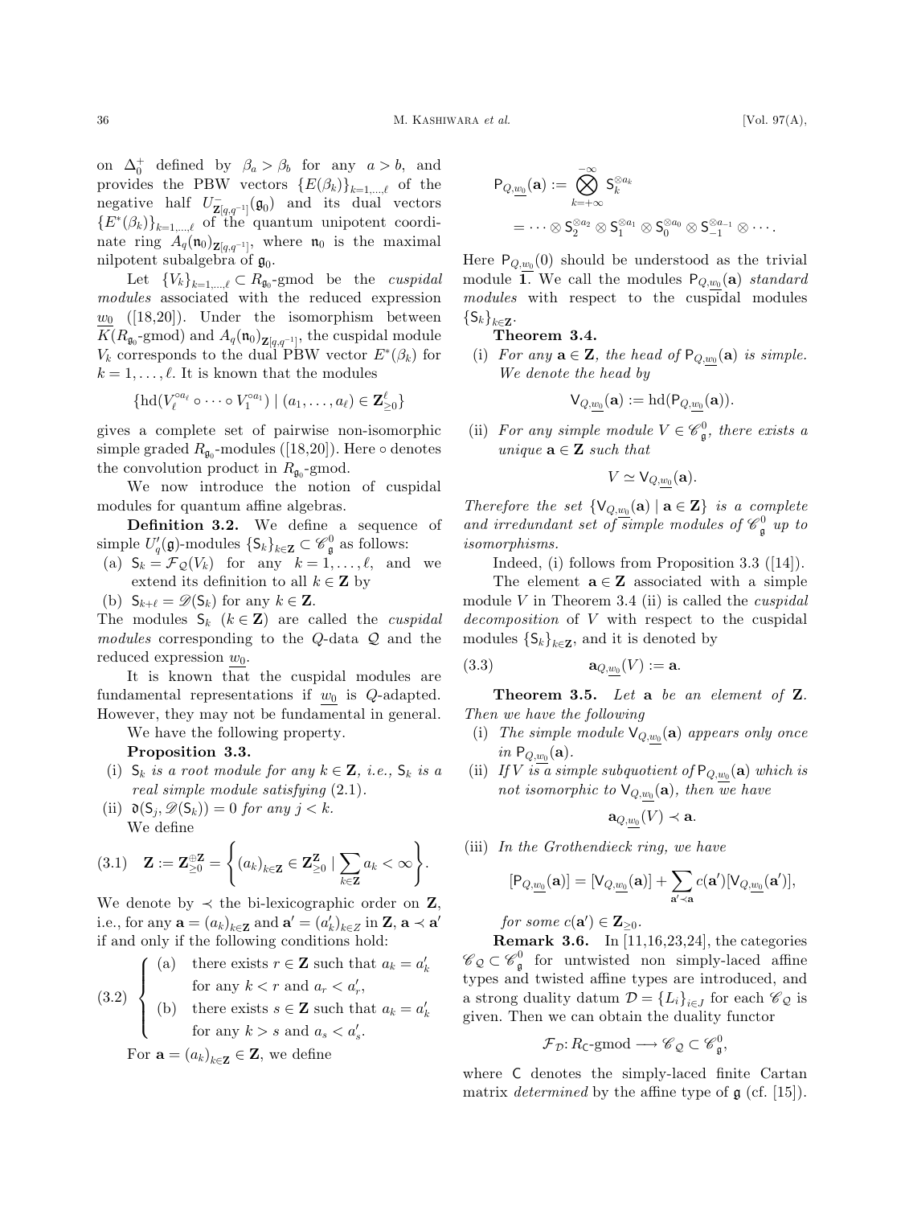on $\Delta_0^+$ defined by $\beta_a > \beta_b$ for any $a > b$, and provides the PBW vectors $\{E(\beta_k)\}_{k=1,\dots,\ell}$ of the negative half $U^-_{\mathbf{Z}[q,q^{-1}]}(\mathfrak{g}_0)$ and its dual vectors $\{E^*(\beta_k)\}_{k=1,\dots,\ell}$ of the quantum unipotent coordinate ring $A_q(\mathfrak{n}_0)_{\mathbf{Z}[q,q^{-1}]}$, where $\mathfrak{n}_0$ is the maximal nilpotent subalgebra of $\mathfrak{g}_0$.

Let $\{V_k\}_{k=1,\dots,\ell} \subset R_{\mathfrak{g}_0}$-gmod be the *cuspidal modules* associated with the reduced expression $\underline{w_0}$ ([18,20]). Under the isomorphism between $K(R_{\mathfrak{g}_0}\text{-gmod})$ and $A_q(\mathfrak{n}_0)_{\mathbf{Z}[q,q^{-1}]}$, the cuspidal module $V_k$ corresponds to the dual PBW vector $E^*(\beta_k)$ for $k = 1, \dots, \ell$. It is known that the modules

$$\{\mathrm{hd}(V_\ell^{\circ a_\ell} \circ \cdots \circ V_1^{\circ a_1}) \mid (a_1, \dots, a_\ell) \in \mathbf{Z}^\ell_{\geq 0}\}$$

gives a complete set of pairwise non-isomorphic simple graded $R_{\mathfrak{g}_0}$-modules ([18,20]). Here $\circ$ denotes the convolution product in $R_{\mathfrak{g}_0}$-gmod.

We now introduce the notion of cuspidal modules for quantum affine algebras.

**Definition 3.2.** We define a sequence of simple $U_q'(\mathfrak{g})$-modules $\{\mathsf{S}_k\}_{k\in\mathbf{Z}} \subset \mathscr{C}^0_{\mathfrak{g}}$ as follows:

(a) $\mathsf{S}_k = \mathcal{F}_{\mathcal{Q}}(V_k)$ for any $k = 1, \dots, \ell$, and we extend its definition to all $k \in \mathbf{Z}$ by

(b) $\mathsf{S}_{k+\ell} = \mathscr{D}(\mathsf{S}_k)$ for any $k \in \mathbf{Z}$.

The modules $\mathsf{S}_k$ $(k \in \mathbf{Z})$ are called the *cuspidal modules* corresponding to the $Q$-data $\mathcal{Q}$ and the reduced expression $\underline{w_0}$.

It is known that the cuspidal modules are fundamental representations if $\underline{w_0}$ is $Q$-adapted. However, they may not be fundamental in general.

We have the following property.

**Proposition 3.3.**

(i) *$\mathsf{S}_k$ is a root module for any $k \in \mathbf{Z}$, i.e., $\mathsf{S}_k$ is a real simple module satisfying* (2.1).

(ii) *$\mathfrak{d}(\mathsf{S}_j, \mathscr{D}(\mathsf{S}_k)) = 0$ for any $j < k$.*

We define

$$\mathbf{Z} := \mathbf{Z}^{\oplus\mathbf{Z}}_{\geq 0} = \left\{ (a_k)_{k\in\mathbf{Z}} \in \mathbf{Z}^{\mathbf{Z}}_{\geq 0} \mid \sum_{k\in\mathbf{Z}} a_k < \infty \right\}. \tag{3.1}$$

We denote by $\prec$ the bi-lexicographic order on $\mathbf{Z}$, i.e., for any $\mathbf{a} = (a_k)_{k\in\mathbf{Z}}$ and $\mathbf{a}' = (a'_k)_{k\in Z}$ in $\mathbf{Z}$, $\mathbf{a} \prec \mathbf{a}'$ if and only if the following conditions hold:

$$\begin{cases} \text{(a)} & \text{there exists } r \in \mathbf{Z} \text{ such that } a_k = a'_k \\ & \text{for any } k < r \text{ and } a_r < a'_r, \\ \text{(b)} & \text{there exists } s \in \mathbf{Z} \text{ such that } a_k = a'_k \\ & \text{for any } k > s \text{ and } a_s < a'_s. \end{cases} \tag{3.2}$$

For $\mathbf{a} = (a_k)_{k\in\mathbf{Z}} \in \mathbf{Z}$, we define

$$\begin{aligned} \mathsf{P}_{Q,\underline{w_0}}(\mathbf{a}) &:= \bigotimes_{k=+\infty}^{-\infty} \mathsf{S}_k^{\otimes a_k} \\ &= \cdots \otimes \mathsf{S}_2^{\otimes a_2} \otimes \mathsf{S}_1^{\otimes a_1} \otimes \mathsf{S}_0^{\otimes a_0} \otimes \mathsf{S}_{-1}^{\otimes a_{-1}} \otimes \cdots. \end{aligned}$$

Here $\mathsf{P}_{Q,\underline{w_0}}(0)$ should be understood as the trivial module $\mathbf{1}$. We call the modules $\mathsf{P}_{Q,\underline{w_0}}(\mathbf{a})$ *standard modules* with respect to the cuspidal modules $\{\mathsf{S}_k\}_{k\in\mathbf{Z}}$.

**Theorem 3.4.**

(i) *For any $\mathbf{a} \in \mathbf{Z}$, the head of $\mathsf{P}_{Q,\underline{w_0}}(\mathbf{a})$ is simple. We denote the head by*

$$\mathsf{V}_{Q,\underline{w_0}}(\mathbf{a}) := \mathrm{hd}(\mathsf{P}_{Q,\underline{w_0}}(\mathbf{a})).$$

(ii) *For any simple module $V \in \mathscr{C}^0_{\mathfrak{g}}$, there exists a unique $\mathbf{a} \in \mathbf{Z}$ such that*

$$V \simeq \mathsf{V}_{Q,\underline{w_0}}(\mathbf{a}).$$

*Therefore the set $\{\mathsf{V}_{Q,\underline{w_0}}(\mathbf{a}) \mid \mathbf{a} \in \mathbf{Z}\}$ is a complete and irredundant set of simple modules of $\mathscr{C}^0_{\mathfrak{g}}$ up to isomorphisms.*

Indeed, (i) follows from Proposition 3.3 ([14]).

The element $\mathbf{a} \in \mathbf{Z}$ associated with a simple module $V$ in Theorem 3.4 (ii) is called the *cuspidal decomposition* of $V$ with respect to the cuspidal modules $\{\mathsf{S}_k\}_{k\in\mathbf{Z}}$, and it is denoted by

$$\mathbf{a}_{Q,\underline{w_0}}(V) := \mathbf{a}. \tag{3.3}$$

**Theorem 3.5.** *Let $\mathbf{a}$ be an element of $\mathbf{Z}$. Then we have the following*

(i) *The simple module $\mathsf{V}_{Q,\underline{w_0}}(\mathbf{a})$ appears only once in $\mathsf{P}_{Q,\underline{w_0}}(\mathbf{a})$.*

(ii) *If $V$ is a simple subquotient of $\mathsf{P}_{Q,\underline{w_0}}(\mathbf{a})$ which is not isomorphic to $\mathsf{V}_{Q,\underline{w_0}}(\mathbf{a})$, then we have*

$$\mathbf{a}_{Q,\underline{w_0}}(V) \prec \mathbf{a}.$$

(iii) *In the Grothendieck ring, we have*

$$[\mathsf{P}_{Q,\underline{w_0}}(\mathbf{a})] = [\mathsf{V}_{Q,\underline{w_0}}(\mathbf{a})] + \sum_{\mathbf{a}' \prec \mathbf{a}} c(\mathbf{a}')[\mathsf{V}_{Q,\underline{w_0}}(\mathbf{a}')],$$

*for some $c(\mathbf{a}') \in \mathbf{Z}_{\geq 0}$.*

**Remark 3.6.** In [11,16,23,24], the categories $\mathscr{C}_{\mathcal{Q}} \subset \mathscr{C}^0_{\mathfrak{g}}$ for untwisted non simply-laced affine types and twisted affine types are introduced, and a strong duality datum $\mathcal{D} = \{L_i\}_{i\in J}$ for each $\mathscr{C}_{\mathcal{Q}}$ is given. Then we can obtain the duality functor

$$\mathcal{F}_{\mathcal{D}}: R_{\mathsf{C}}\text{-gmod} \longrightarrow \mathscr{C}_{\mathcal{Q}} \subset \mathscr{C}^0_{\mathfrak{g}},$$

where $\mathsf{C}$ denotes the simply-laced finite Cartan matrix *determined* by the affine type of $\mathfrak{g}$ (cf. [15]).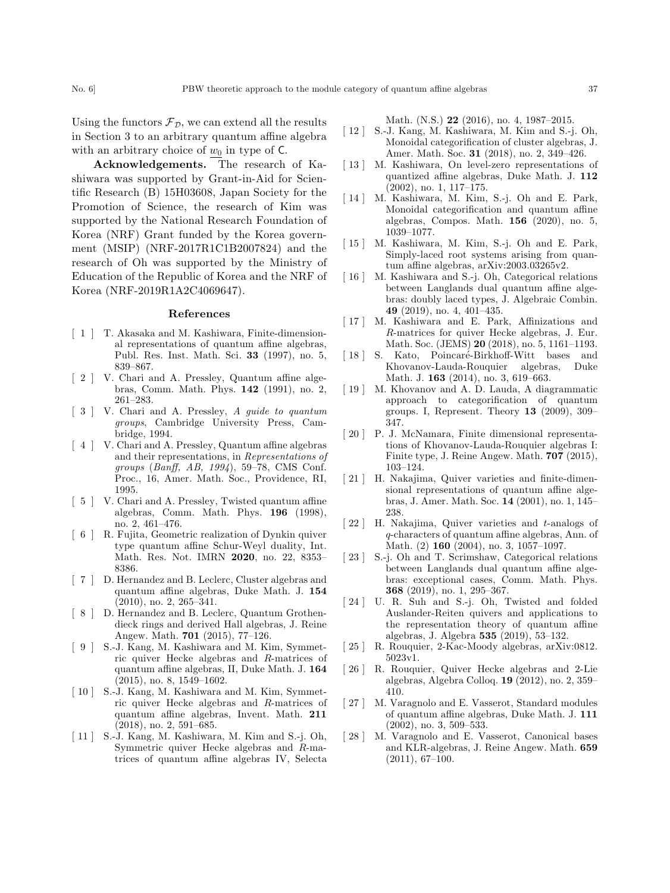Using the functors $\mathcal{F}_{\mathcal{D}}$, we can extend all the results in Section 3 to an arbitrary quantum affine algebra with an arbitrary choice of $\underline{w_0}$ in type of $\mathsf{C}$.

**Acknowledgements.** The research of Kashiwara was supported by Grant-in-Aid for Scientific Research (B) 15H03608, Japan Society for the Promotion of Science, the research of Kim was supported by the National Research Foundation of Korea (NRF) Grant funded by the Korea government (MSIP) (NRF-2017R1C1B2007824) and the research of Oh was supported by the Ministry of Education of the Republic of Korea and the NRF of Korea (NRF-2019R1A2C4069647).

## References

- [ 1 ] T. Akasaka and M. Kashiwara, Finite-dimensional representations of quantum affine algebras, Publ. Res. Inst. Math. Sci. **33** (1997), no. 5, 839–867.
- [ 2 ] V. Chari and A. Pressley, Quantum affine algebras, Comm. Math. Phys. **142** (1991), no. 2, 261–283.
- [ 3 ] V. Chari and A. Pressley, *A guide to quantum groups*, Cambridge University Press, Cambridge, 1994.
- [ 4 ] V. Chari and A. Pressley, Quantum affine algebras and their representations, in *Representations of groups (Banff, AB, 1994)*, 59–78, CMS Conf. Proc., 16, Amer. Math. Soc., Providence, RI, 1995.
- [ 5 ] V. Chari and A. Pressley, Twisted quantum affine algebras, Comm. Math. Phys. **196** (1998), no. 2, 461–476.
- [ 6 ] R. Fujita, Geometric realization of Dynkin quiver type quantum affine Schur-Weyl duality, Int. Math. Res. Not. IMRN **2020**, no. 22, 8353–8386.
- [ 7 ] D. Hernandez and B. Leclerc, Cluster algebras and quantum affine algebras, Duke Math. J. **154** (2010), no. 2, 265–341.
- [ 8 ] D. Hernandez and B. Leclerc, Quantum Grothendieck rings and derived Hall algebras, J. Reine Angew. Math. **701** (2015), 77–126.
- [ 9 ] S.-J. Kang, M. Kashiwara and M. Kim, Symmetric quiver Hecke algebras and $R$-matrices of quantum affine algebras, II, Duke Math. J. **164** (2015), no. 8, 1549–1602.
- [ 10 ] S.-J. Kang, M. Kashiwara and M. Kim, Symmetric quiver Hecke algebras and $R$-matrices of quantum affine algebras, Invent. Math. **211** (2018), no. 2, 591–685.
- [ 11 ] S.-J. Kang, M. Kashiwara, M. Kim and S.-j. Oh, Symmetric quiver Hecke algebras and $R$-matrices of quantum affine algebras IV, Selecta Math. (N.S.) **22** (2016), no. 4, 1987–2015.
- [ 12 ] S.-J. Kang, M. Kashiwara, M. Kim and S.-j. Oh, Monoidal categorification of cluster algebras, J. Amer. Math. Soc. **31** (2018), no. 2, 349–426.
- [ 13 ] M. Kashiwara, On level-zero representations of quantized affine algebras, Duke Math. J. **112** (2002), no. 1, 117–175.
- [ 14 ] M. Kashiwara, M. Kim, S.-j. Oh and E. Park, Monoidal categorification and quantum affine algebras, Compos. Math. **156** (2020), no. 5, 1039–1077.
- [ 15 ] M. Kashiwara, M. Kim, S.-j. Oh and E. Park, Simply-laced root systems arising from quantum affine algebras, arXiv:2003.03265v2.
- [ 16 ] M. Kashiwara and S.-j. Oh, Categorical relations between Langlands dual quantum affine algebras: doubly laced types, J. Algebraic Combin. **49** (2019), no. 4, 401–435.
- [ 17 ] M. Kashiwara and E. Park, Affinizations and $R$-matrices for quiver Hecke algebras, J. Eur. Math. Soc. (JEMS) **20** (2018), no. 5, 1161–1193.
- [ 18 ] S. Kato, Poincaré-Birkhoff-Witt bases and Khovanov-Lauda-Rouquier algebras, Duke Math. J. **163** (2014), no. 3, 619–663.
- [ 19 ] M. Khovanov and A. D. Lauda, A diagrammatic approach to categorification of quantum groups. I, Represent. Theory **13** (2009), 309–347.
- [ 20 ] P. J. McNamara, Finite dimensional representations of Khovanov-Lauda-Rouquier algebras I: Finite type, J. Reine Angew. Math. **707** (2015), 103–124.
- [ 21 ] H. Nakajima, Quiver varieties and finite-dimensional representations of quantum affine algebras, J. Amer. Math. Soc. **14** (2001), no. 1, 145–238.
- [ 22 ] H. Nakajima, Quiver varieties and $t$-analogs of $q$-characters of quantum affine algebras, Ann. of Math. (2) **160** (2004), no. 3, 1057–1097.
- [ 23 ] S.-j. Oh and T. Scrimshaw, Categorical relations between Langlands dual quantum affine algebras: exceptional cases, Comm. Math. Phys. **368** (2019), no. 1, 295–367.
- [ 24 ] U. R. Suh and S.-j. Oh, Twisted and folded Auslander-Reiten quivers and applications to the representation theory of quantum affine algebras, J. Algebra **535** (2019), 53–132.
- [ 25 ] R. Rouquier, 2-Kac-Moody algebras, arXiv:0812.5023v1.
- [ 26 ] R. Rouquier, Quiver Hecke algebras and 2-Lie algebras, Algebra Colloq. **19** (2012), no. 2, 359–410.
- [ 27 ] M. Varagnolo and E. Vasserot, Standard modules of quantum affine algebras, Duke Math. J. **111** (2002), no. 3, 509–533.
- [ 28 ] M. Varagnolo and E. Vasserot, Canonical bases and KLR-algebras, J. Reine Angew. Math. **659** (2011), 67–100.